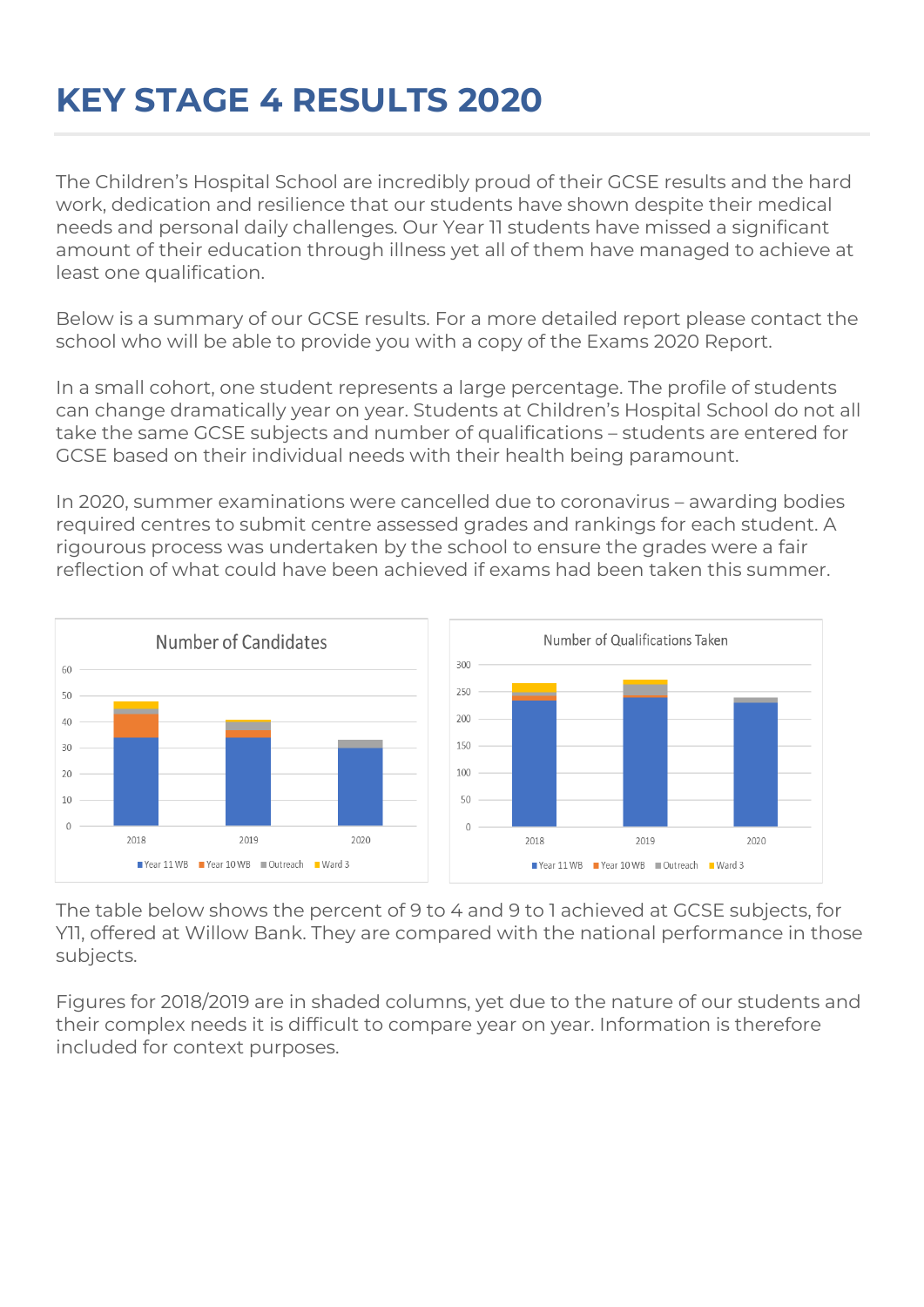# KEY STAGE 4 RESULTS 2020

The Children's Hospital School are incredibly proud of their GCSE results and the hard work, dedication and resilience that our students have shown despite their medical needs and personal daily challenges. Our Year 11 students have missed a significant amount of their education through illness yet all of them have managed to achieve at least one qualification.

Below is a summary of our GCSE results. For a more detailed report please contact the school who will be able to provide you with a copy of the Exams 2020 Report.

In a small cohort, one student represents a large percentage. The profile of students can change dramatically year on year. Students at Children's Hospital School do not all take the same GCSE subjects and number of qualifications – students are entered for GCSE based on their individual needs with their health being paramount.

In 2020, summer examinations were cancelled due to coronavirus – awarding bodies required centres to submit centre assessed grades and rankings for each student. A rigourous process was undertaken by the school to ensure the grades were a fair reflection of what could have been achieved if exams had been taken this summer.

Number of Candidates

Number of Qualifications Taken

Year 11 WB, Year 10 WB, Outreach, Ward 3

The table below shows the percent of 9 to 4 and 9 to 1 achieved at GCSE subjects, for Y11, offered at Willow Bank. They are compared with the national performance in those subjects.

Figures for 2018/2019 are in shaded columns, yet due to the nature of our students and their complex needs it is difficult to compare year on year. Information is therefore included for context purposes.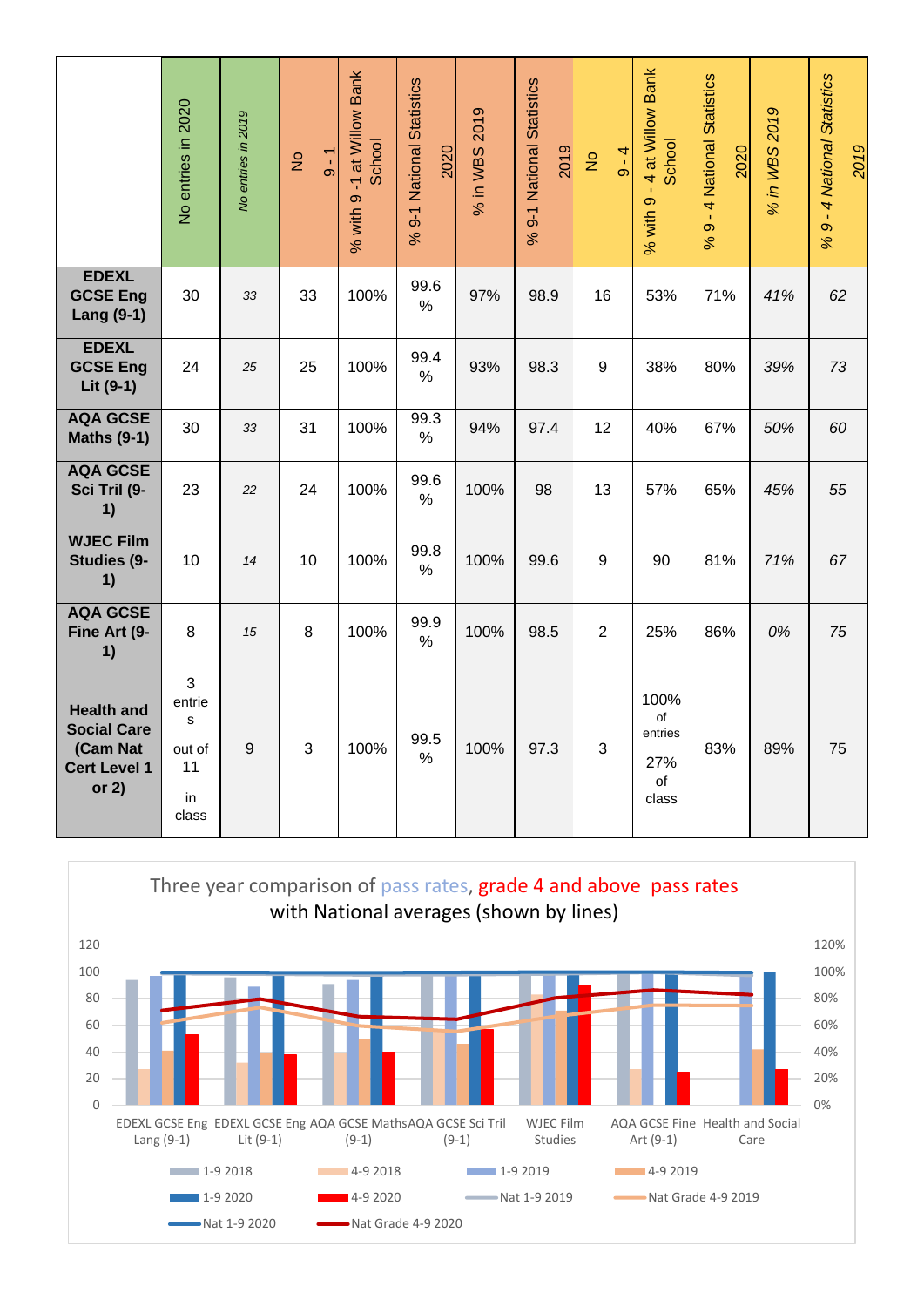| | No entries in 2020 | *No entries in 2019* | No 9 - 1 | % with 9 -1 at Willow Bank School | % 9-1 National Statistics 2020 | % in WBS 2019 | % 9-1 National Statistics 2019 | No 9 - 4 | % with 9 - 4 at Willow Bank School | % 9 - 4 National Statistics 2020 | *% in WBS 2019* | *% 9 - 4 National Statistics 2019* |
|---|---|---|---|---|---|---|---|---|---|---|---|---|
| **EDEXL GCSE Eng Lang (9-1)** | 30 | *33* | 33 | 100% | 99.6 % | 97% | 98.9 | 16 | 53% | 71% | *41%* | *62* |
| **EDEXL GCSE Eng Lit (9-1)** | 24 | *25* | 25 | 100% | 99.4 % | 93% | 98.3 | 9 | 38% | 80% | *39%* | *73* |
| **AQA GCSE Maths (9-1)** | 30 | *33* | 31 | 100% | 99.3 % | 94% | 97.4 | 12 | 40% | 67% | *50%* | *60* |
| **AQA GCSE Sci Tril (9-1)** | 23 | *22* | 24 | 100% | 99.6 % | 100% | 98 | 13 | 57% | 65% | *45%* | *55* |
| **WJEC Film Studies (9-1)** | 10 | *14* | 10 | 100% | 99.8 % | 100% | 99.6 | 9 | 90 | 81% | *71%* | *67* |
| **AQA GCSE Fine Art (9-1)** | 8 | *15* | 8 | 100% | 99.9 % | 100% | 98.5 | 2 | 25% | 86% | *0%* | *75* |
| **Health and Social Care (Cam Nat Cert Level 1 or 2)** | 3 entries out of 11 in class | 9 | 3 | 100% | 99.5 % | 100% | 97.3 | 3 | 100% of entries 27% of class | 83% | 89% | 75 |

Three year comparison of pass rates, grade 4 and above pass rates with National averages (shown by lines)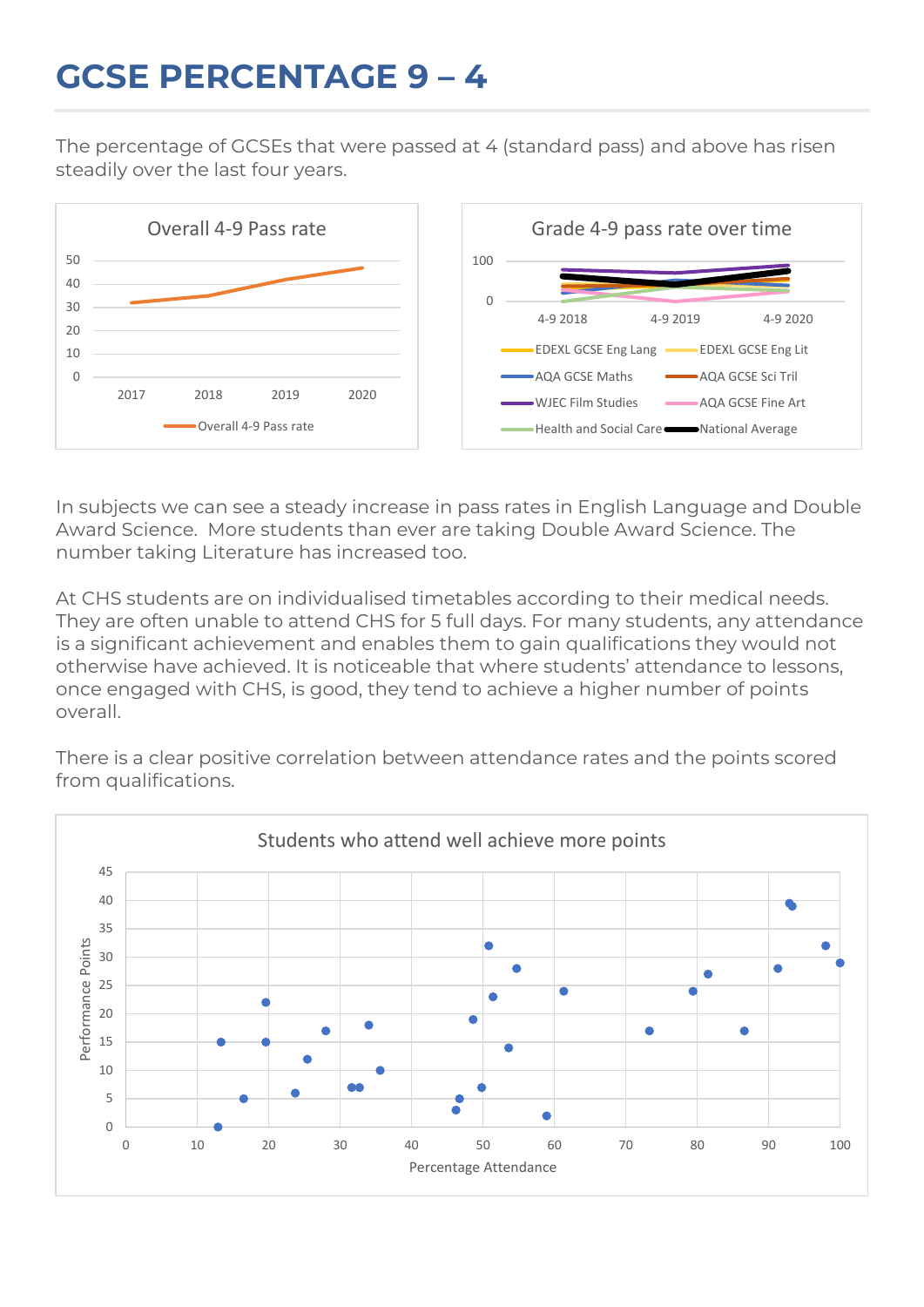# GCSE PERCENTAGE 9 – 4

The percentage of GCSEs that were passed at 4 (standard pass) and above has risen steadily over the last four years.

In subjects we can see a steady increase in pass rates in English Language and Double Award Science. More students than ever are taking Double Award Science. The number taking Literature has increased too.

At CHS students are on individualised timetables according to their medical needs. They are often unable to attend CHS for 5 full days. For many students, any attendance is a significant achievement and enables them to gain qualifications they would not otherwise have achieved. It is noticeable that where students' attendance to lessons, once engaged with CHS, is good, they tend to achieve a higher number of points overall.

There is a clear positive correlation between attendance rates and the points scored from qualifications.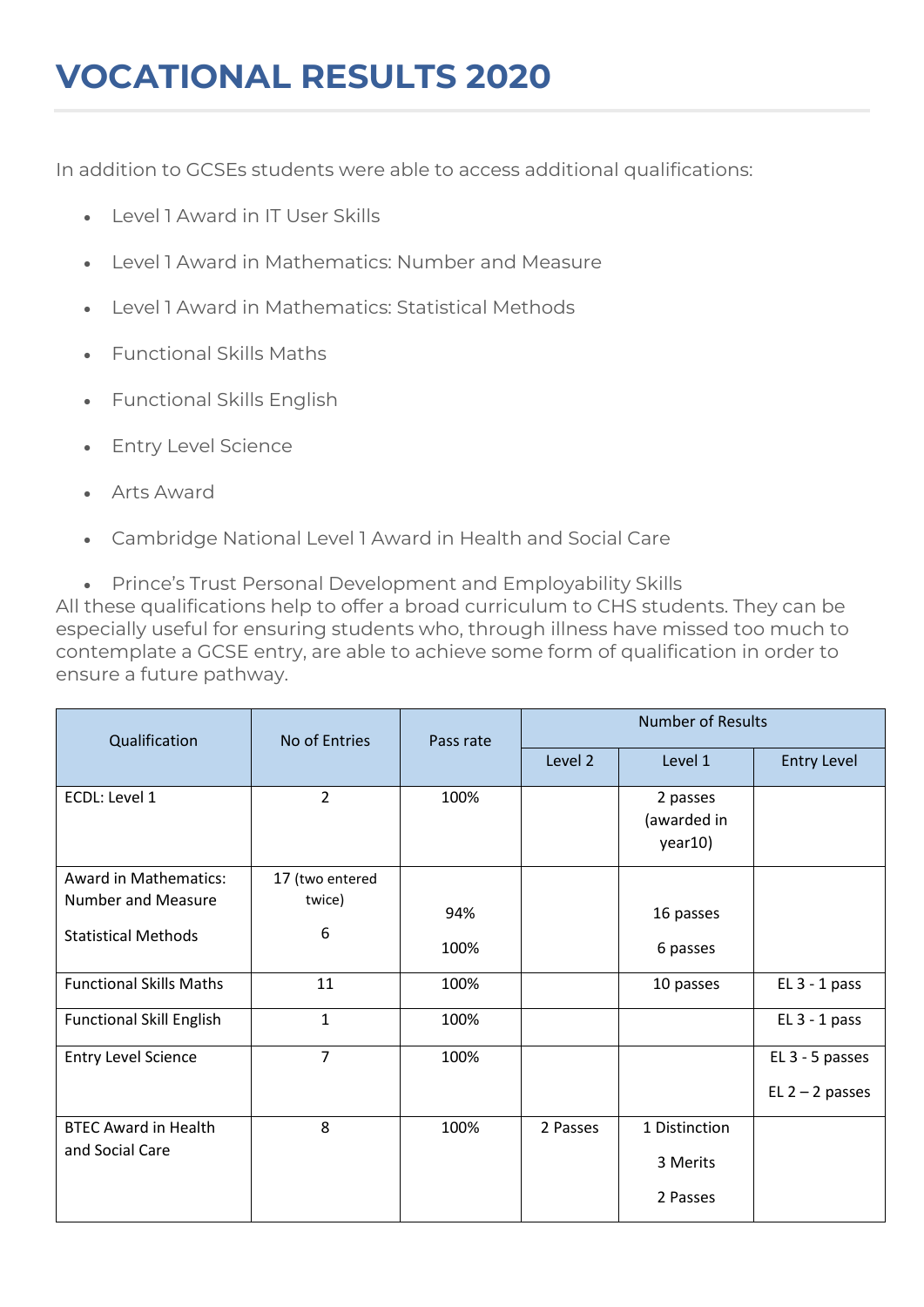# VOCATIONAL RESULTS 2020

In addition to GCSEs students were able to access additional qualifications:

- Level 1 Award in IT User Skills
- Level 1 Award in Mathematics: Number and Measure
- Level 1 Award in Mathematics: Statistical Methods
- Functional Skills Maths
- Functional Skills English
- Entry Level Science
- Arts Award
- Cambridge National Level 1 Award in Health and Social Care
- Prince's Trust Personal Development and Employability Skills

All these qualifications help to offer a broad curriculum to CHS students. They can be especially useful for ensuring students who, through illness have missed too much to contemplate a GCSE entry, are able to achieve some form of qualification in order to ensure a future pathway.

| Qualification | No of Entries | Pass rate | Number of Results | | |
|---|---|---|---|---|---|
| | | | Level 2 | Level 1 | Entry Level |
| ECDL: Level 1 | 2 | 100% | | 2 passes (awarded in year10) | |
| Award in Mathematics: Number and Measure<br>Statistical Methods | 17 (two entered twice)<br>6 | 94%<br>100% | | 16 passes<br>6 passes | |
| Functional Skills Maths | 11 | 100% | | 10 passes | EL 3 - 1 pass |
| Functional Skill English | 1 | 100% | | | EL 3 - 1 pass |
| Entry Level Science | 7 | 100% | | | EL 3 - 5 passes<br>EL 2 – 2 passes |
| BTEC Award in Health and Social Care | 8 | 100% | 2 Passes | 1 Distinction<br>3 Merits<br>2 Passes | |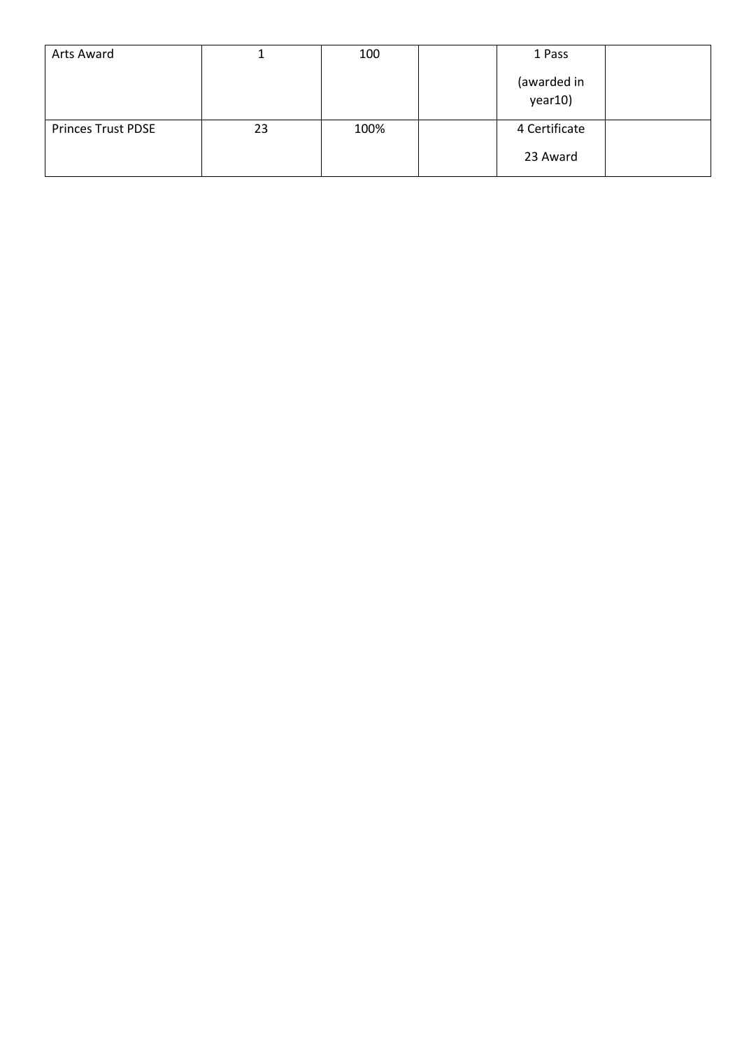| | | | | | |
|---|---|---|---|---|---|
| Arts Award | 1 | 100 | | 1 Pass (awarded in year10) | |
| Princes Trust PDSE | 23 | 100% | | 4 Certificate 23 Award | |